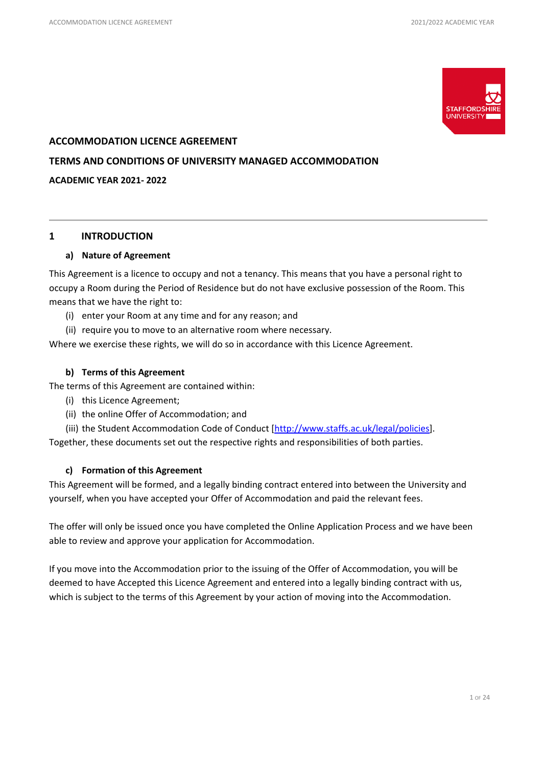# ACCOMMODATION LICENCE AGREEMENT

## TERMS AND CONDITIONS OF UNIVERSITY MANAGED ACCOMMODATION

## ACADEMIC YEAR 2021- 2022

---

## 1 INTRODUCTION

### a) Nature of Agreement

This Agreement is a licence to occupy and not a tenancy. This means that you have a personal right to occupy a Room during the Period of Residence but do not have exclusive possession of the Room. This means that we have the right to:

(i) enter your Room at any time and for any reason; and

(ii) require you to move to an alternative room where necessary.

Where we exercise these rights, we will do so in accordance with this Licence Agreement.

### b) Terms of this Agreement

The terms of this Agreement are contained within:

(i) this Licence Agreement;

(ii) the online Offer of Accommodation; and

(iii) the Student Accommodation Code of Conduct [http://www.staffs.ac.uk/legal/policies].

Together, these documents set out the respective rights and responsibilities of both parties.

### c) Formation of this Agreement

This Agreement will be formed, and a legally binding contract entered into between the University and yourself, when you have accepted your Offer of Accommodation and paid the relevant fees.

The offer will only be issued once you have completed the Online Application Process and we have been able to review and approve your application for Accommodation.

If you move into the Accommodation prior to the issuing of the Offer of Accommodation, you will be deemed to have Accepted this Licence Agreement and entered into a legally binding contract with us, which is subject to the terms of this Agreement by your action of moving into the Accommodation.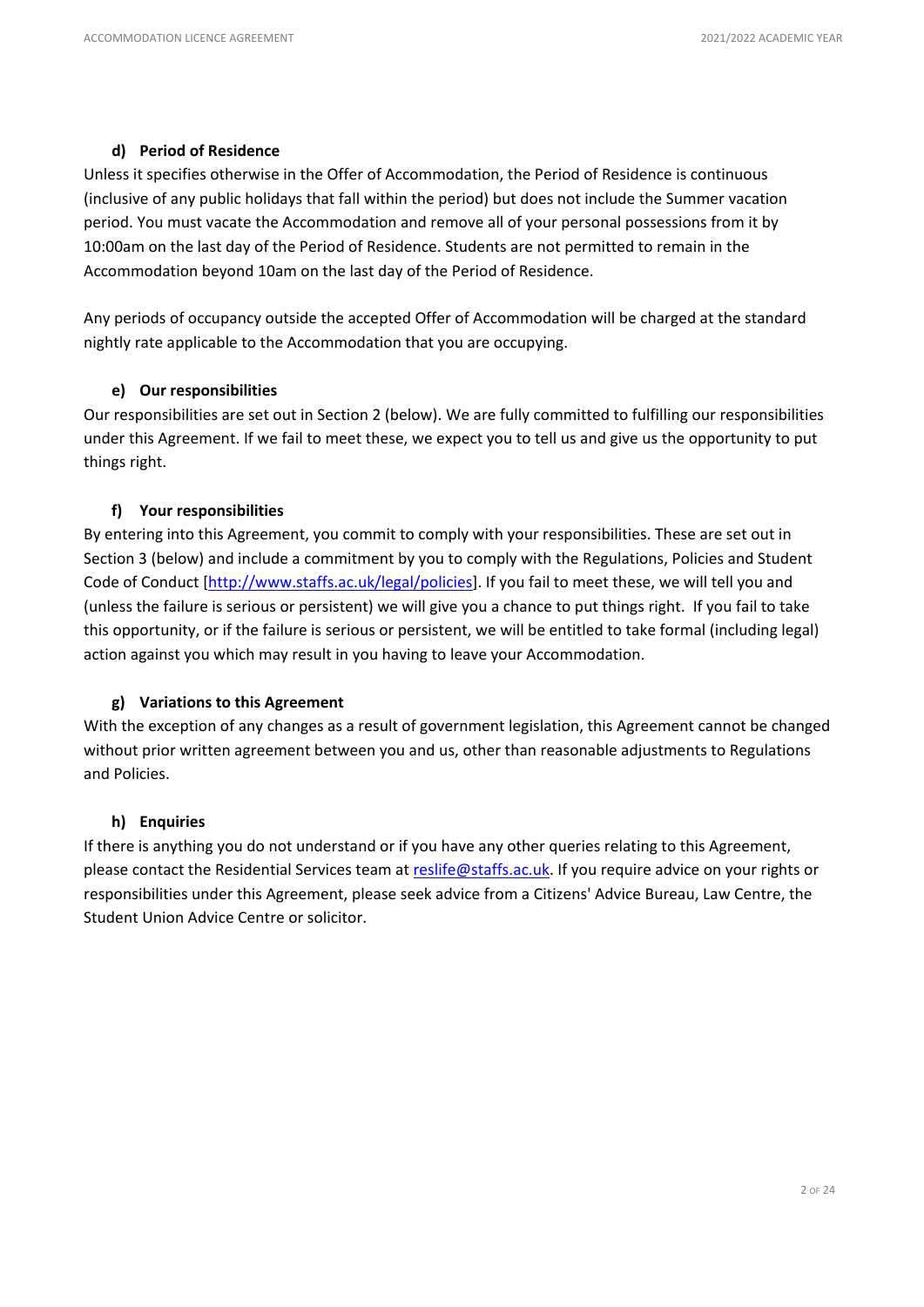#### d) Period of Residence

Unless it specifies otherwise in the Offer of Accommodation, the Period of Residence is continuous (inclusive of any public holidays that fall within the period) but does not include the Summer vacation period. You must vacate the Accommodation and remove all of your personal possessions from it by 10:00am on the last day of the Period of Residence. Students are not permitted to remain in the Accommodation beyond 10am on the last day of the Period of Residence.

Any periods of occupancy outside the accepted Offer of Accommodation will be charged at the standard nightly rate applicable to the Accommodation that you are occupying.

#### e) Our responsibilities

Our responsibilities are set out in Section 2 (below). We are fully committed to fulfilling our responsibilities under this Agreement. If we fail to meet these, we expect you to tell us and give us the opportunity to put things right.

#### f) Your responsibilities

By entering into this Agreement, you commit to comply with your responsibilities. These are set out in Section 3 (below) and include a commitment by you to comply with the Regulations, Policies and Student Code of Conduct [http://www.staffs.ac.uk/legal/policies]. If you fail to meet these, we will tell you and (unless the failure is serious or persistent) we will give you a chance to put things right. If you fail to take this opportunity, or if the failure is serious or persistent, we will be entitled to take formal (including legal) action against you which may result in you having to leave your Accommodation.

#### g) Variations to this Agreement

With the exception of any changes as a result of government legislation, this Agreement cannot be changed without prior written agreement between you and us, other than reasonable adjustments to Regulations and Policies.

#### h) Enquiries

If there is anything you do not understand or if you have any other queries relating to this Agreement, please contact the Residential Services team at reslife@staffs.ac.uk. If you require advice on your rights or responsibilities under this Agreement, please seek advice from a Citizens' Advice Bureau, Law Centre, the Student Union Advice Centre or solicitor.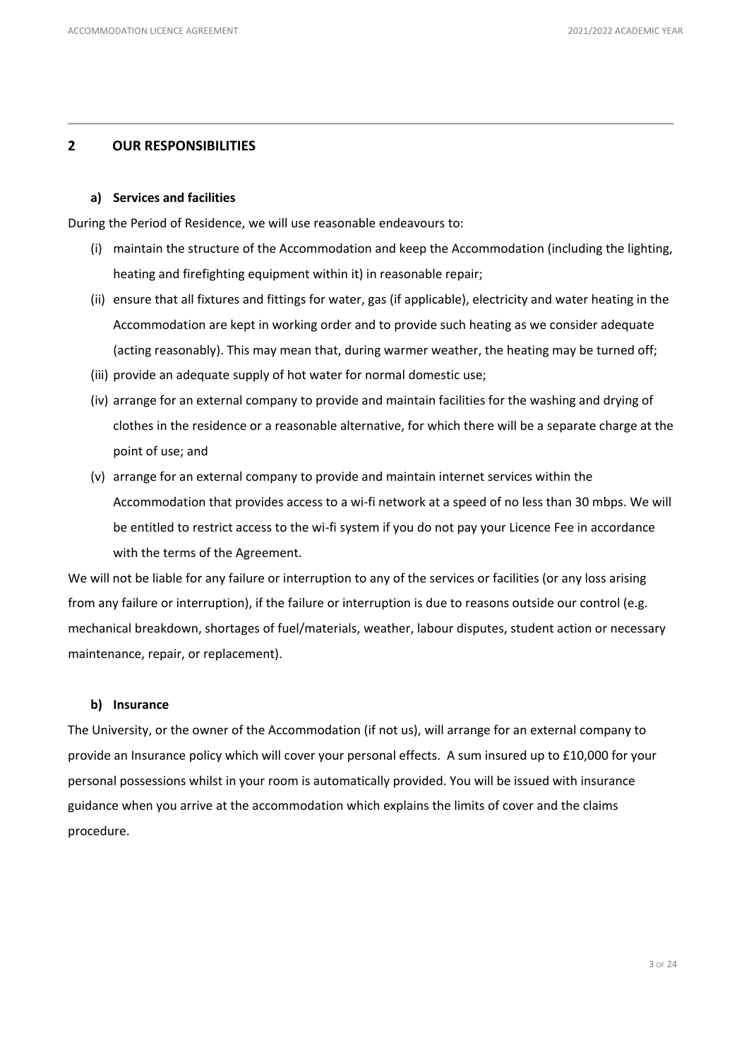## 2 OUR RESPONSIBILITIES

### a) Services and facilities

During the Period of Residence, we will use reasonable endeavours to:

(i) maintain the structure of the Accommodation and keep the Accommodation (including the lighting, heating and firefighting equipment within it) in reasonable repair;

(ii) ensure that all fixtures and fittings for water, gas (if applicable), electricity and water heating in the Accommodation are kept in working order and to provide such heating as we consider adequate (acting reasonably). This may mean that, during warmer weather, the heating may be turned off;

(iii) provide an adequate supply of hot water for normal domestic use;

(iv) arrange for an external company to provide and maintain facilities for the washing and drying of clothes in the residence or a reasonable alternative, for which there will be a separate charge at the point of use; and

(v) arrange for an external company to provide and maintain internet services within the Accommodation that provides access to a wi-fi network at a speed of no less than 30 mbps. We will be entitled to restrict access to the wi-fi system if you do not pay your Licence Fee in accordance with the terms of the Agreement.

We will not be liable for any failure or interruption to any of the services or facilities (or any loss arising from any failure or interruption), if the failure or interruption is due to reasons outside our control (e.g. mechanical breakdown, shortages of fuel/materials, weather, labour disputes, student action or necessary maintenance, repair, or replacement).

### b) Insurance

The University, or the owner of the Accommodation (if not us), will arrange for an external company to provide an Insurance policy which will cover your personal effects. A sum insured up to £10,000 for your personal possessions whilst in your room is automatically provided. You will be issued with insurance guidance when you arrive at the accommodation which explains the limits of cover and the claims procedure.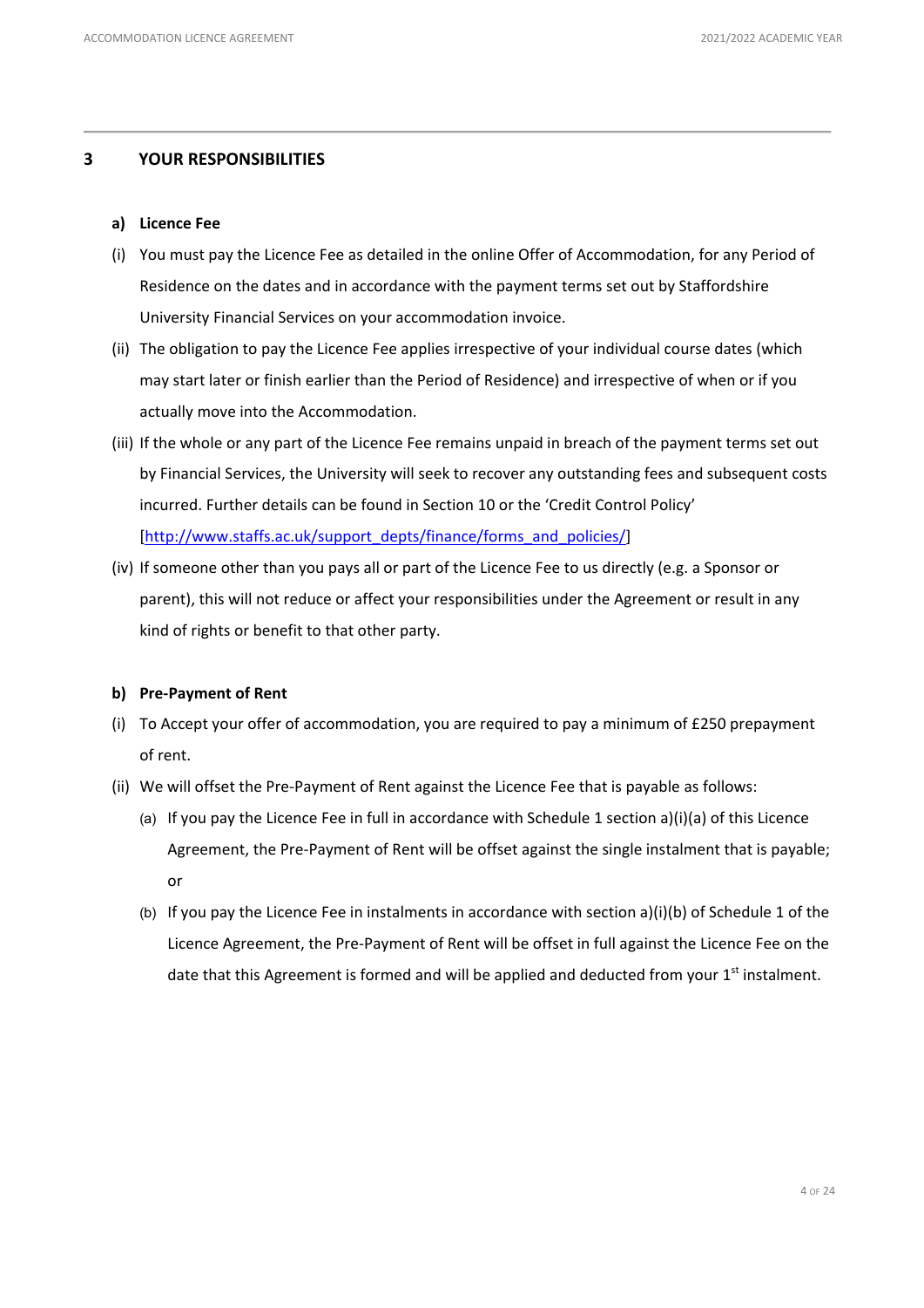## 3 YOUR RESPONSIBILITIES

### a) Licence Fee

(i) You must pay the Licence Fee as detailed in the online Offer of Accommodation, for any Period of Residence on the dates and in accordance with the payment terms set out by Staffordshire University Financial Services on your accommodation invoice.

(ii) The obligation to pay the Licence Fee applies irrespective of your individual course dates (which may start later or finish earlier than the Period of Residence) and irrespective of when or if you actually move into the Accommodation.

(iii) If the whole or any part of the Licence Fee remains unpaid in breach of the payment terms set out by Financial Services, the University will seek to recover any outstanding fees and subsequent costs incurred. Further details can be found in Section 10 or the 'Credit Control Policy' [http://www.staffs.ac.uk/support_depts/finance/forms_and_policies/]

(iv) If someone other than you pays all or part of the Licence Fee to us directly (e.g. a Sponsor or parent), this will not reduce or affect your responsibilities under the Agreement or result in any kind of rights or benefit to that other party.

### b) Pre-Payment of Rent

(i) To Accept your offer of accommodation, you are required to pay a minimum of £250 prepayment of rent.

(ii) We will offset the Pre-Payment of Rent against the Licence Fee that is payable as follows:

  (a) If you pay the Licence Fee in full in accordance with Schedule 1 section a)(i)(a) of this Licence Agreement, the Pre-Payment of Rent will be offset against the single instalment that is payable; or

  (b) If you pay the Licence Fee in instalments in accordance with section a)(i)(b) of Schedule 1 of the Licence Agreement, the Pre-Payment of Rent will be offset in full against the Licence Fee on the date that this Agreement is formed and will be applied and deducted from your 1st instalment.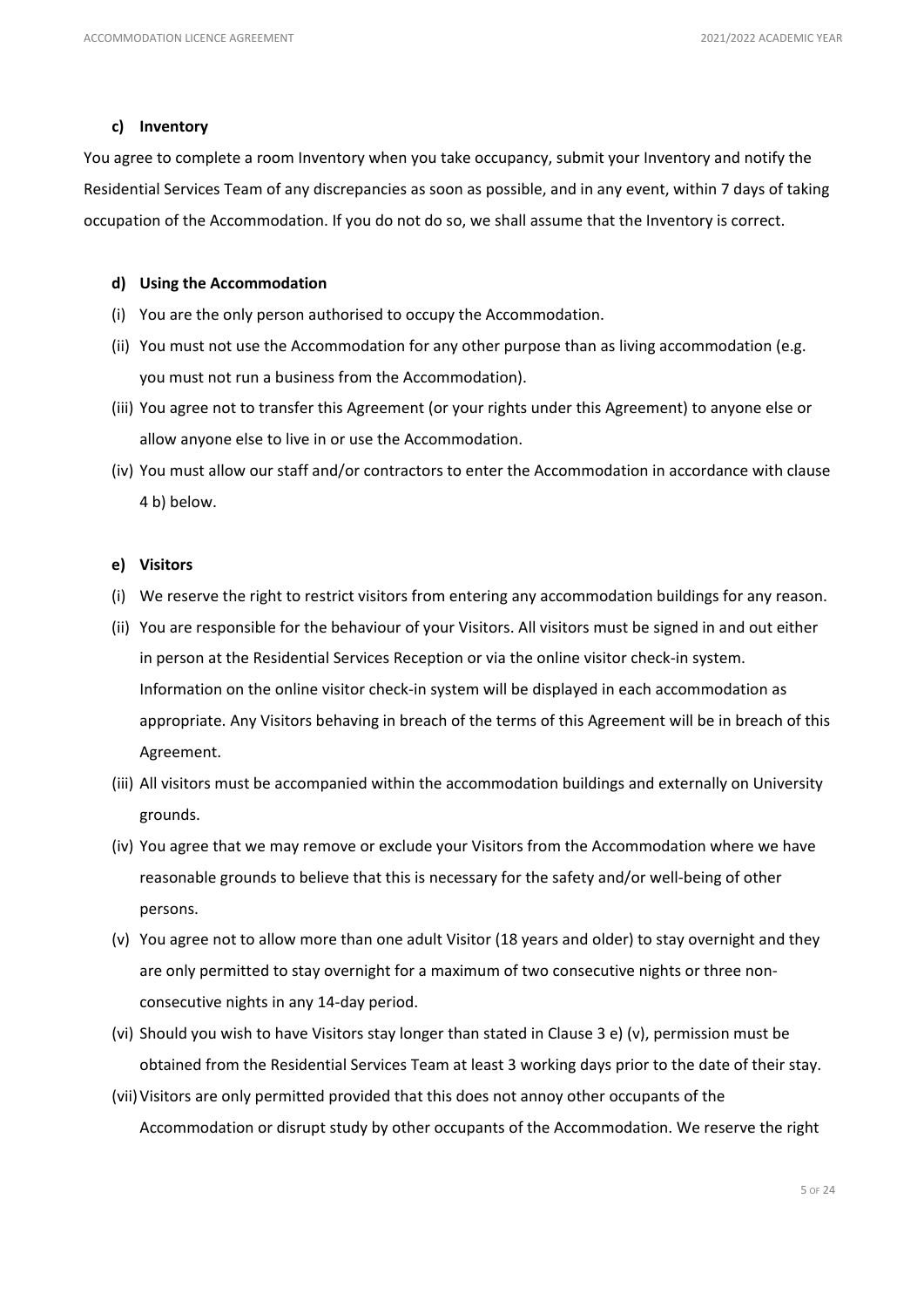#### c) Inventory

You agree to complete a room Inventory when you take occupancy, submit your Inventory and notify the Residential Services Team of any discrepancies as soon as possible, and in any event, within 7 days of taking occupation of the Accommodation. If you do not do so, we shall assume that the Inventory is correct.

#### d) Using the Accommodation

(i) You are the only person authorised to occupy the Accommodation.

(ii) You must not use the Accommodation for any other purpose than as living accommodation (e.g. you must not run a business from the Accommodation).

(iii) You agree not to transfer this Agreement (or your rights under this Agreement) to anyone else or allow anyone else to live in or use the Accommodation.

(iv) You must allow our staff and/or contractors to enter the Accommodation in accordance with clause 4 b) below.

#### e) Visitors

(i) We reserve the right to restrict visitors from entering any accommodation buildings for any reason.

(ii) You are responsible for the behaviour of your Visitors. All visitors must be signed in and out either in person at the Residential Services Reception or via the online visitor check-in system. Information on the online visitor check-in system will be displayed in each accommodation as appropriate. Any Visitors behaving in breach of the terms of this Agreement will be in breach of this Agreement.

(iii) All visitors must be accompanied within the accommodation buildings and externally on University grounds.

(iv) You agree that we may remove or exclude your Visitors from the Accommodation where we have reasonable grounds to believe that this is necessary for the safety and/or well-being of other persons.

(v) You agree not to allow more than one adult Visitor (18 years and older) to stay overnight and they are only permitted to stay overnight for a maximum of two consecutive nights or three non-consecutive nights in any 14-day period.

(vi) Should you wish to have Visitors stay longer than stated in Clause 3 e) (v), permission must be obtained from the Residential Services Team at least 3 working days prior to the date of their stay.

(vii) Visitors are only permitted provided that this does not annoy other occupants of the Accommodation or disrupt study by other occupants of the Accommodation. We reserve the right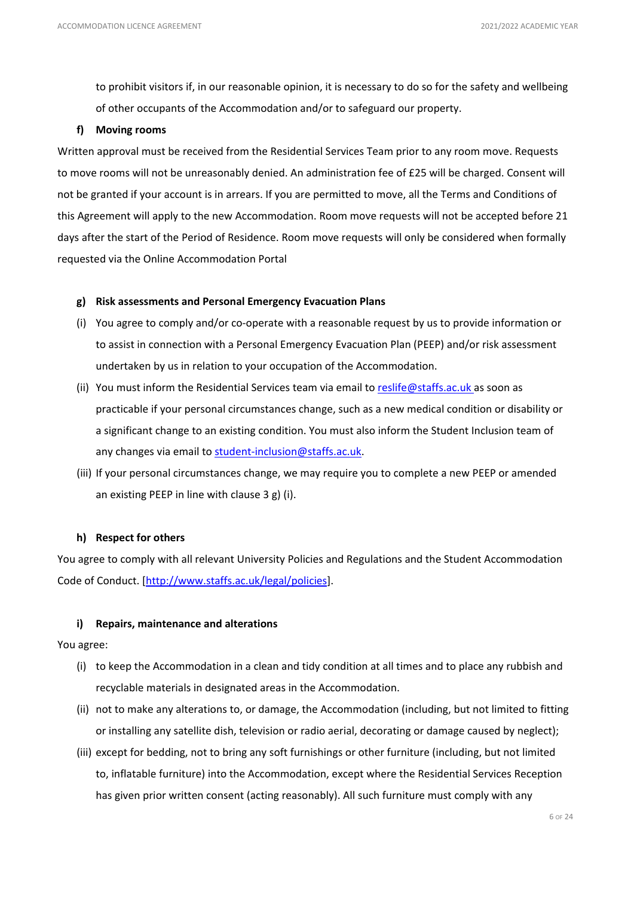to prohibit visitors if, in our reasonable opinion, it is necessary to do so for the safety and wellbeing of other occupants of the Accommodation and/or to safeguard our property.

**f) Moving rooms**

Written approval must be received from the Residential Services Team prior to any room move. Requests to move rooms will not be unreasonably denied. An administration fee of £25 will be charged. Consent will not be granted if your account is in arrears. If you are permitted to move, all the Terms and Conditions of this Agreement will apply to the new Accommodation. Room move requests will not be accepted before 21 days after the start of the Period of Residence. Room move requests will only be considered when formally requested via the Online Accommodation Portal

**g) Risk assessments and Personal Emergency Evacuation Plans**

(i) You agree to comply and/or co-operate with a reasonable request by us to provide information or to assist in connection with a Personal Emergency Evacuation Plan (PEEP) and/or risk assessment undertaken by us in relation to your occupation of the Accommodation.

(ii) You must inform the Residential Services team via email to [reslife@staffs.ac.uk](mailto:reslife@staffs.ac.uk) as soon as practicable if your personal circumstances change, such as a new medical condition or disability or a significant change to an existing condition. You must also inform the Student Inclusion team of any changes via email to [student-inclusion@staffs.ac.uk](mailto:student-inclusion@staffs.ac.uk).

(iii) If your personal circumstances change, we may require you to complete a new PEEP or amended an existing PEEP in line with clause 3 g) (i).

**h) Respect for others**

You agree to comply with all relevant University Policies and Regulations and the Student Accommodation Code of Conduct. [[http://www.staffs.ac.uk/legal/policies](http://www.staffs.ac.uk/legal/policies)].

**i) Repairs, maintenance and alterations**

You agree:

(i) to keep the Accommodation in a clean and tidy condition at all times and to place any rubbish and recyclable materials in designated areas in the Accommodation.

(ii) not to make any alterations to, or damage, the Accommodation (including, but not limited to fitting or installing any satellite dish, television or radio aerial, decorating or damage caused by neglect);

(iii) except for bedding, not to bring any soft furnishings or other furniture (including, but not limited to, inflatable furniture) into the Accommodation, except where the Residential Services Reception has given prior written consent (acting reasonably). All such furniture must comply with any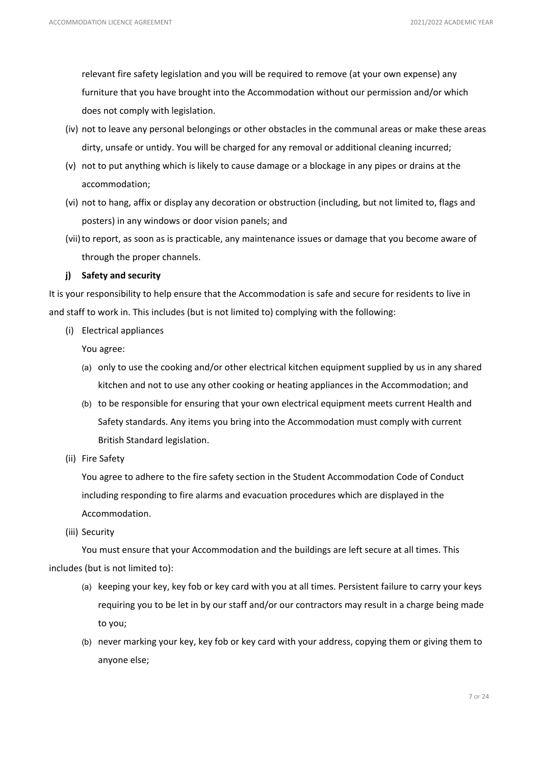relevant fire safety legislation and you will be required to remove (at your own expense) any furniture that you have brought into the Accommodation without our permission and/or which does not comply with legislation.

(iv) not to leave any personal belongings or other obstacles in the communal areas or make these areas dirty, unsafe or untidy. You will be charged for any removal or additional cleaning incurred;

(v) not to put anything which is likely to cause damage or a blockage in any pipes or drains at the accommodation;

(vi) not to hang, affix or display any decoration or obstruction (including, but not limited to, flags and posters) in any windows or door vision panels; and

(vii) to report, as soon as is practicable, any maintenance issues or damage that you become aware of through the proper channels.

**j) Safety and security**

It is your responsibility to help ensure that the Accommodation is safe and secure for residents to live in and staff to work in. This includes (but is not limited to) complying with the following:

(i) Electrical appliances

You agree:

(a) only to use the cooking and/or other electrical kitchen equipment supplied by us in any shared kitchen and not to use any other cooking or heating appliances in the Accommodation; and

(b) to be responsible for ensuring that your own electrical equipment meets current Health and Safety standards. Any items you bring into the Accommodation must comply with current British Standard legislation.

(ii) Fire Safety

You agree to adhere to the fire safety section in the Student Accommodation Code of Conduct including responding to fire alarms and evacuation procedures which are displayed in the Accommodation.

(iii) Security

You must ensure that your Accommodation and the buildings are left secure at all times. This includes (but is not limited to):

(a) keeping your key, key fob or key card with you at all times. Persistent failure to carry your keys requiring you to be let in by our staff and/or our contractors may result in a charge being made to you;

(b) never marking your key, key fob or key card with your address, copying them or giving them to anyone else;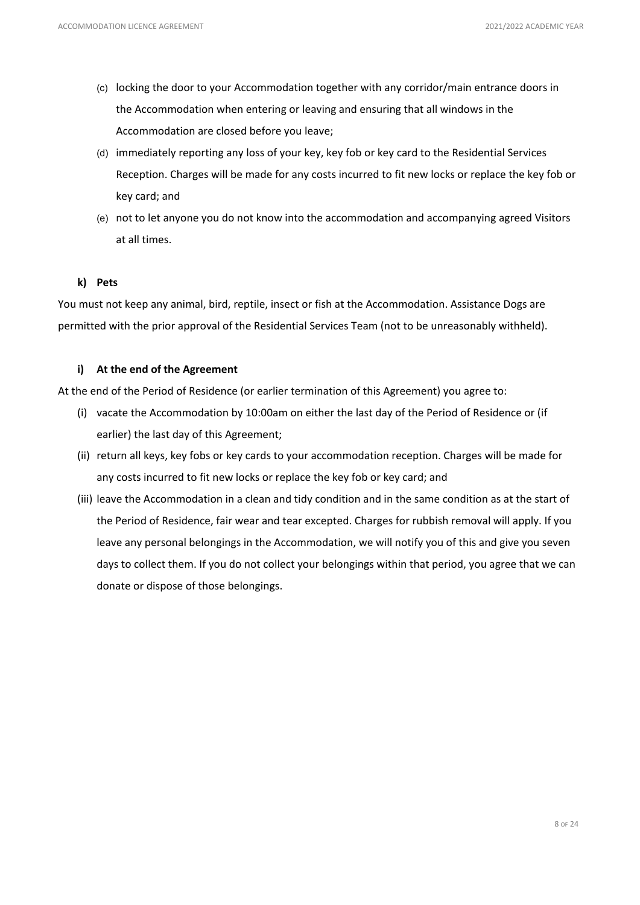(c) locking the door to your Accommodation together with any corridor/main entrance doors in the Accommodation when entering or leaving and ensuring that all windows in the Accommodation are closed before you leave;

(d) immediately reporting any loss of your key, key fob or key card to the Residential Services Reception. Charges will be made for any costs incurred to fit new locks or replace the key fob or key card; and

(e) not to let anyone you do not know into the accommodation and accompanying agreed Visitors at all times.

**k) Pets**

You must not keep any animal, bird, reptile, insect or fish at the Accommodation. Assistance Dogs are permitted with the prior approval of the Residential Services Team (not to be unreasonably withheld).

**i) At the end of the Agreement**

At the end of the Period of Residence (or earlier termination of this Agreement) you agree to:

(i) vacate the Accommodation by 10:00am on either the last day of the Period of Residence or (if earlier) the last day of this Agreement;

(ii) return all keys, key fobs or key cards to your accommodation reception. Charges will be made for any costs incurred to fit new locks or replace the key fob or key card; and

(iii) leave the Accommodation in a clean and tidy condition and in the same condition as at the start of the Period of Residence, fair wear and tear excepted. Charges for rubbish removal will apply. If you leave any personal belongings in the Accommodation, we will notify you of this and give you seven days to collect them. If you do not collect your belongings within that period, you agree that we can donate or dispose of those belongings.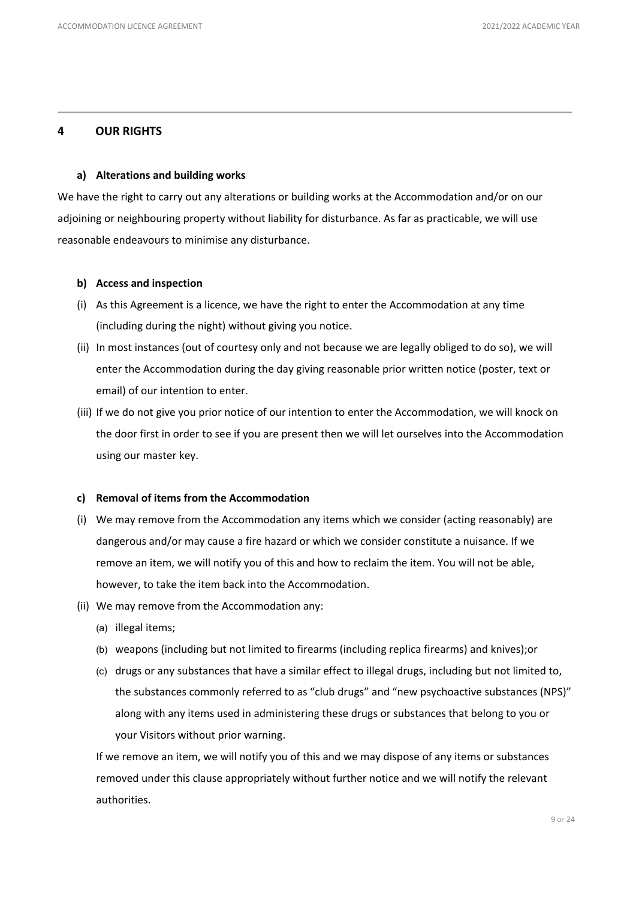## 4 OUR RIGHTS

### a) Alterations and building works

We have the right to carry out any alterations or building works at the Accommodation and/or on our adjoining or neighbouring property without liability for disturbance. As far as practicable, we will use reasonable endeavours to minimise any disturbance.

### b) Access and inspection

(i) As this Agreement is a licence, we have the right to enter the Accommodation at any time (including during the night) without giving you notice.

(ii) In most instances (out of courtesy only and not because we are legally obliged to do so), we will enter the Accommodation during the day giving reasonable prior written notice (poster, text or email) of our intention to enter.

(iii) If we do not give you prior notice of our intention to enter the Accommodation, we will knock on the door first in order to see if you are present then we will let ourselves into the Accommodation using our master key.

### c) Removal of items from the Accommodation

(i) We may remove from the Accommodation any items which we consider (acting reasonably) are dangerous and/or may cause a fire hazard or which we consider constitute a nuisance. If we remove an item, we will notify you of this and how to reclaim the item. You will not be able, however, to take the item back into the Accommodation.

(ii) We may remove from the Accommodation any:

(a) illegal items;

(b) weapons (including but not limited to firearms (including replica firearms) and knives);or

(c) drugs or any substances that have a similar effect to illegal drugs, including but not limited to, the substances commonly referred to as "club drugs" and "new psychoactive substances (NPS)" along with any items used in administering these drugs or substances that belong to you or your Visitors without prior warning.

If we remove an item, we will notify you of this and we may dispose of any items or substances removed under this clause appropriately without further notice and we will notify the relevant authorities.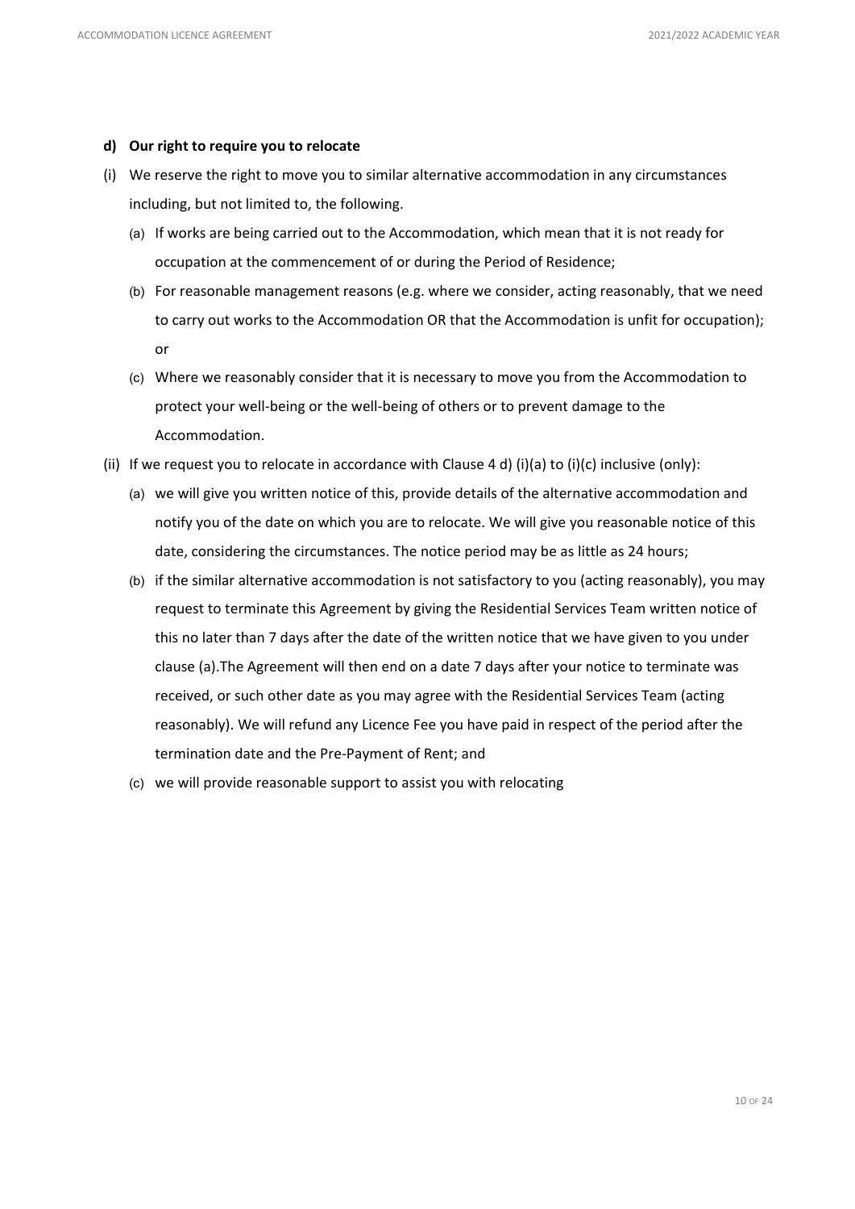**d) Our right to require you to relocate**

(i) We reserve the right to move you to similar alternative accommodation in any circumstances including, but not limited to, the following.

  (a) If works are being carried out to the Accommodation, which mean that it is not ready for occupation at the commencement of or during the Period of Residence;

  (b) For reasonable management reasons (e.g. where we consider, acting reasonably, that we need to carry out works to the Accommodation OR that the Accommodation is unfit for occupation); or

  (c) Where we reasonably consider that it is necessary to move you from the Accommodation to protect your well-being or the well-being of others or to prevent damage to the Accommodation.

(ii) If we request you to relocate in accordance with Clause 4 d) (i)(a) to (i)(c) inclusive (only):

  (a) we will give you written notice of this, provide details of the alternative accommodation and notify you of the date on which you are to relocate. We will give you reasonable notice of this date, considering the circumstances. The notice period may be as little as 24 hours;

  (b) if the similar alternative accommodation is not satisfactory to you (acting reasonably), you may request to terminate this Agreement by giving the Residential Services Team written notice of this no later than 7 days after the date of the written notice that we have given to you under clause (a).The Agreement will then end on a date 7 days after your notice to terminate was received, or such other date as you may agree with the Residential Services Team (acting reasonably). We will refund any Licence Fee you have paid in respect of the period after the termination date and the Pre-Payment of Rent; and

  (c) we will provide reasonable support to assist you with relocating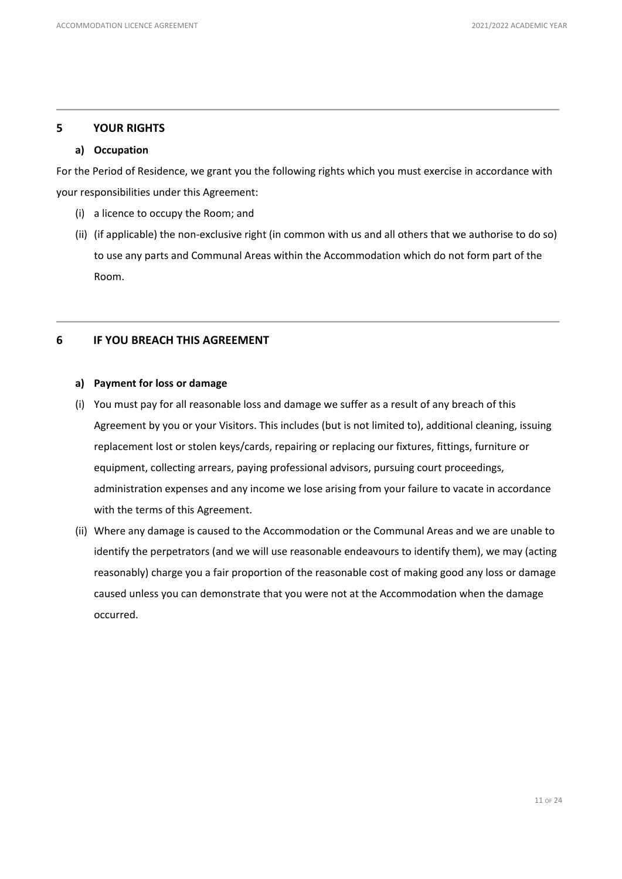## 5 YOUR RIGHTS

### a) Occupation

For the Period of Residence, we grant you the following rights which you must exercise in accordance with your responsibilities under this Agreement:

(i) a licence to occupy the Room; and

(ii) (if applicable) the non-exclusive right (in common with us and all others that we authorise to do so) to use any parts and Communal Areas within the Accommodation which do not form part of the Room.

## 6 IF YOU BREACH THIS AGREEMENT

### a) Payment for loss or damage

(i) You must pay for all reasonable loss and damage we suffer as a result of any breach of this Agreement by you or your Visitors. This includes (but is not limited to), additional cleaning, issuing replacement lost or stolen keys/cards, repairing or replacing our fixtures, fittings, furniture or equipment, collecting arrears, paying professional advisors, pursuing court proceedings, administration expenses and any income we lose arising from your failure to vacate in accordance with the terms of this Agreement.

(ii) Where any damage is caused to the Accommodation or the Communal Areas and we are unable to identify the perpetrators (and we will use reasonable endeavours to identify them), we may (acting reasonably) charge you a fair proportion of the reasonable cost of making good any loss or damage caused unless you can demonstrate that you were not at the Accommodation when the damage occurred.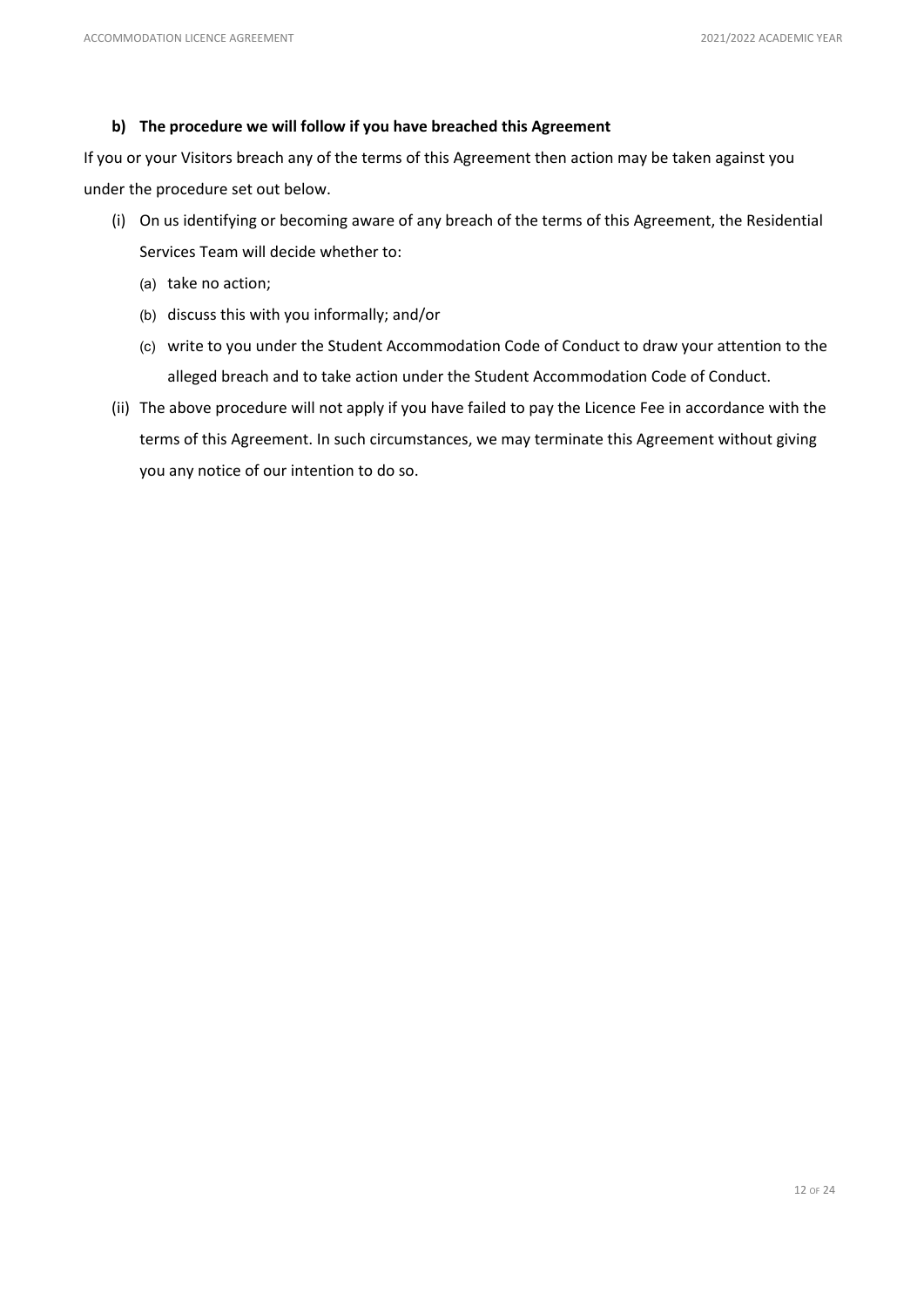**b) The procedure we will follow if you have breached this Agreement**

If you or your Visitors breach any of the terms of this Agreement then action may be taken against you under the procedure set out below.

(i) On us identifying or becoming aware of any breach of the terms of this Agreement, the Residential Services Team will decide whether to:

   (a) take no action;

   (b) discuss this with you informally; and/or

   (c) write to you under the Student Accommodation Code of Conduct to draw your attention to the alleged breach and to take action under the Student Accommodation Code of Conduct.

(ii) The above procedure will not apply if you have failed to pay the Licence Fee in accordance with the terms of this Agreement. In such circumstances, we may terminate this Agreement without giving you any notice of our intention to do so.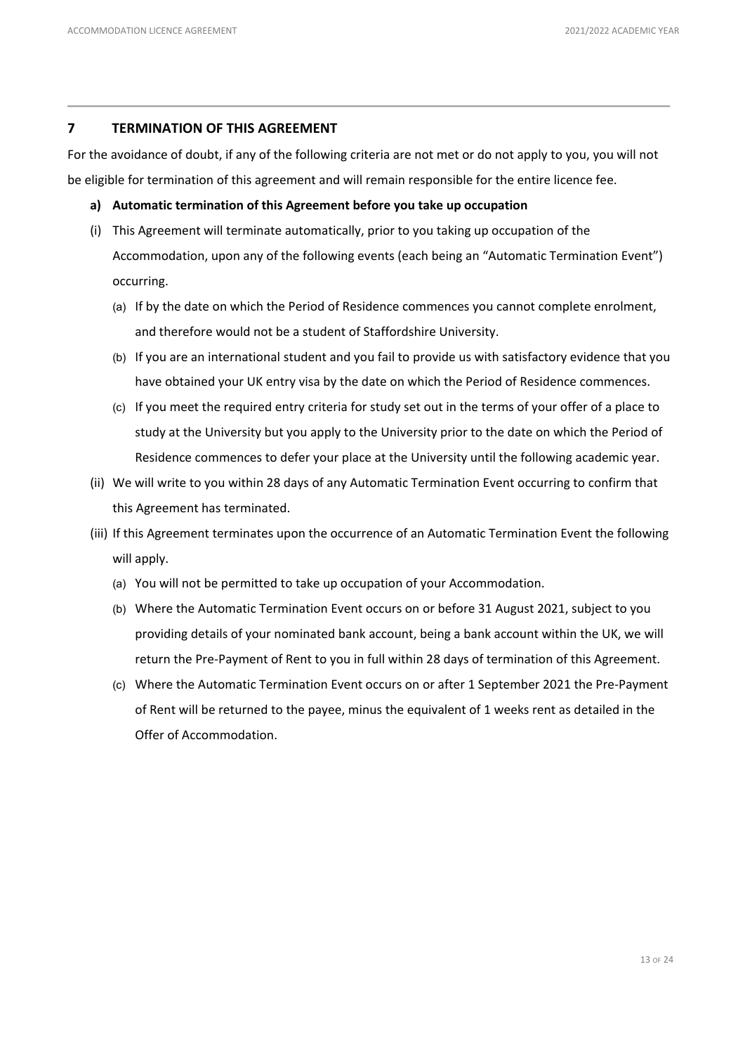## 7 TERMINATION OF THIS AGREEMENT

For the avoidance of doubt, if any of the following criteria are not met or do not apply to you, you will not be eligible for termination of this agreement and will remain responsible for the entire licence fee.

**a) Automatic termination of this Agreement before you take up occupation**

(i) This Agreement will terminate automatically, prior to you taking up occupation of the Accommodation, upon any of the following events (each being an "Automatic Termination Event") occurring.

   (a) If by the date on which the Period of Residence commences you cannot complete enrolment, and therefore would not be a student of Staffordshire University.

   (b) If you are an international student and you fail to provide us with satisfactory evidence that you have obtained your UK entry visa by the date on which the Period of Residence commences.

   (c) If you meet the required entry criteria for study set out in the terms of your offer of a place to study at the University but you apply to the University prior to the date on which the Period of Residence commences to defer your place at the University until the following academic year.

(ii) We will write to you within 28 days of any Automatic Termination Event occurring to confirm that this Agreement has terminated.

(iii) If this Agreement terminates upon the occurrence of an Automatic Termination Event the following will apply.

   (a) You will not be permitted to take up occupation of your Accommodation.

   (b) Where the Automatic Termination Event occurs on or before 31 August 2021, subject to you providing details of your nominated bank account, being a bank account within the UK, we will return the Pre-Payment of Rent to you in full within 28 days of termination of this Agreement.

   (c) Where the Automatic Termination Event occurs on or after 1 September 2021 the Pre-Payment of Rent will be returned to the payee, minus the equivalent of 1 weeks rent as detailed in the Offer of Accommodation.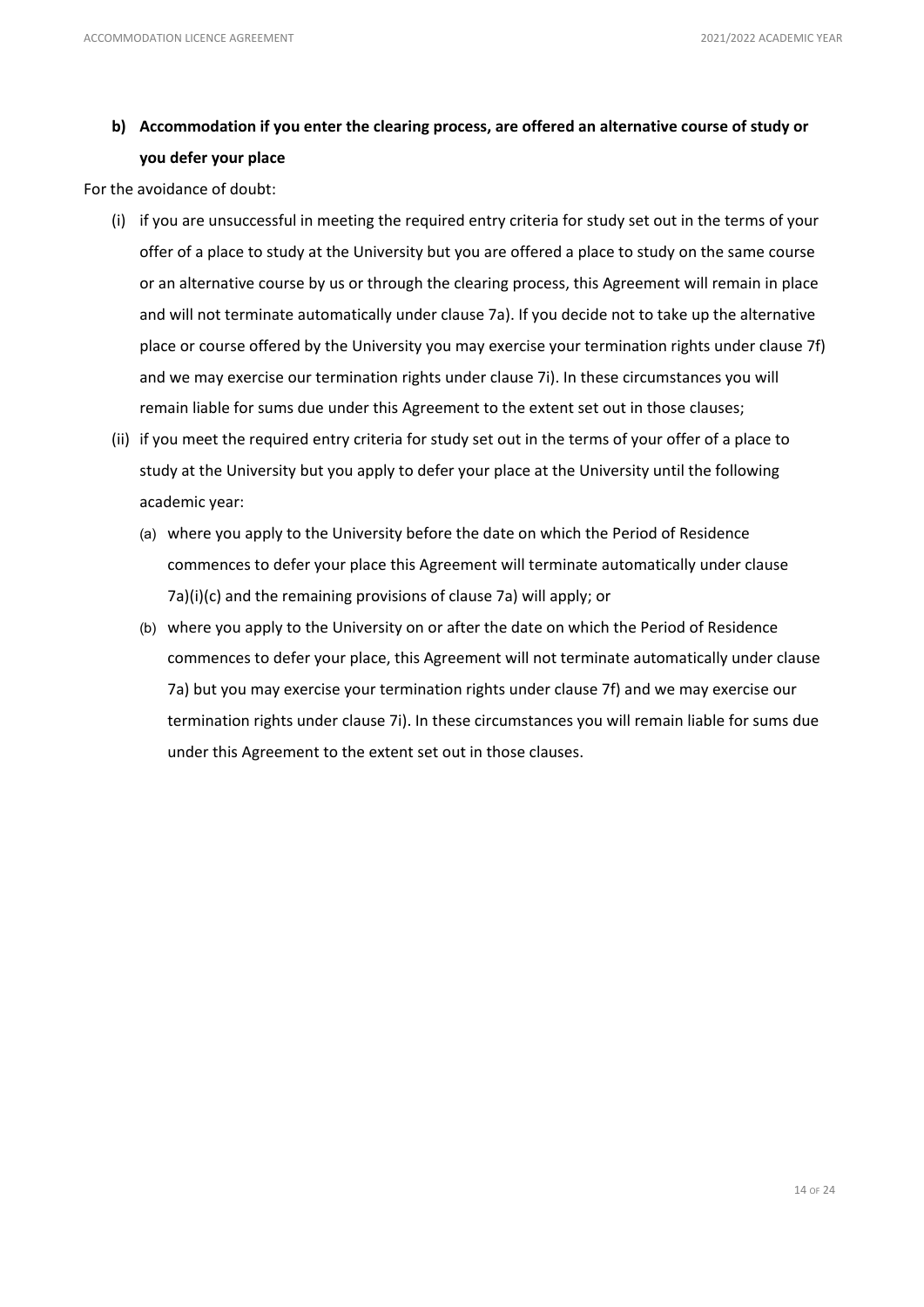**b) Accommodation if you enter the clearing process, are offered an alternative course of study or you defer your place**

For the avoidance of doubt:

(i) if you are unsuccessful in meeting the required entry criteria for study set out in the terms of your offer of a place to study at the University but you are offered a place to study on the same course or an alternative course by us or through the clearing process, this Agreement will remain in place and will not terminate automatically under clause 7a). If you decide not to take up the alternative place or course offered by the University you may exercise your termination rights under clause 7f) and we may exercise our termination rights under clause 7i). In these circumstances you will remain liable for sums due under this Agreement to the extent set out in those clauses;

(ii) if you meet the required entry criteria for study set out in the terms of your offer of a place to study at the University but you apply to defer your place at the University until the following academic year:

(a) where you apply to the University before the date on which the Period of Residence commences to defer your place this Agreement will terminate automatically under clause 7a)(i)(c) and the remaining provisions of clause 7a) will apply; or

(b) where you apply to the University on or after the date on which the Period of Residence commences to defer your place, this Agreement will not terminate automatically under clause 7a) but you may exercise your termination rights under clause 7f) and we may exercise our termination rights under clause 7i). In these circumstances you will remain liable for sums due under this Agreement to the extent set out in those clauses.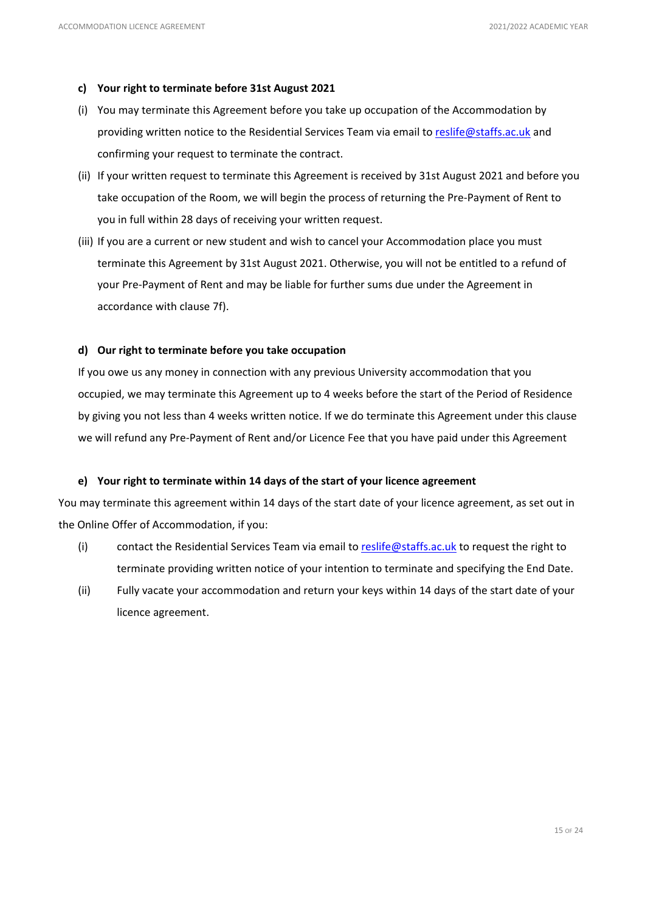**c) Your right to terminate before 31st August 2021**

(i) You may terminate this Agreement before you take up occupation of the Accommodation by providing written notice to the Residential Services Team via email to reslife@staffs.ac.uk and confirming your request to terminate the contract.

(ii) If your written request to terminate this Agreement is received by 31st August 2021 and before you take occupation of the Room, we will begin the process of returning the Pre-Payment of Rent to you in full within 28 days of receiving your written request.

(iii) If you are a current or new student and wish to cancel your Accommodation place you must terminate this Agreement by 31st August 2021. Otherwise, you will not be entitled to a refund of your Pre-Payment of Rent and may be liable for further sums due under the Agreement in accordance with clause 7f).

**d) Our right to terminate before you take occupation**

If you owe us any money in connection with any previous University accommodation that you occupied, we may terminate this Agreement up to 4 weeks before the start of the Period of Residence by giving you not less than 4 weeks written notice. If we do terminate this Agreement under this clause we will refund any Pre-Payment of Rent and/or Licence Fee that you have paid under this Agreement

**e) Your right to terminate within 14 days of the start of your licence agreement**

You may terminate this agreement within 14 days of the start date of your licence agreement, as set out in the Online Offer of Accommodation, if you:

(i) contact the Residential Services Team via email to reslife@staffs.ac.uk to request the right to terminate providing written notice of your intention to terminate and specifying the End Date.

(ii) Fully vacate your accommodation and return your keys within 14 days of the start date of your licence agreement.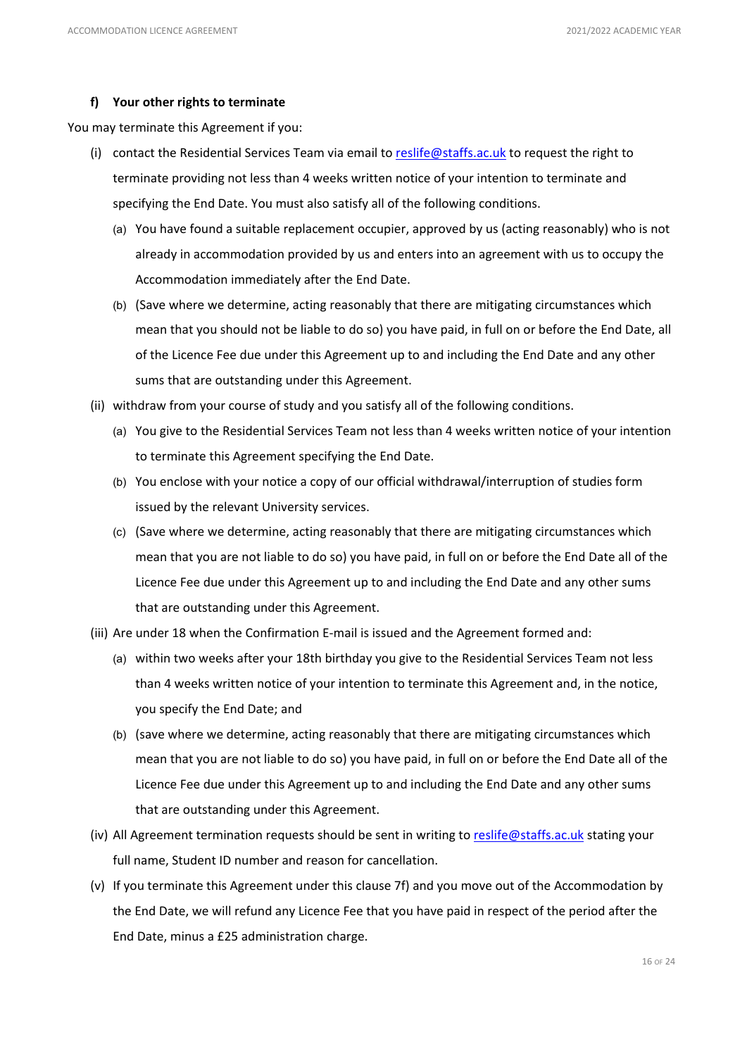#### f) Your other rights to terminate

You may terminate this Agreement if you:

- (i) contact the Residential Services Team via email to reslife@staffs.ac.uk to request the right to terminate providing not less than 4 weeks written notice of your intention to terminate and specifying the End Date. You must also satisfy all of the following conditions.
  - (a) You have found a suitable replacement occupier, approved by us (acting reasonably) who is not already in accommodation provided by us and enters into an agreement with us to occupy the Accommodation immediately after the End Date.
  - (b) (Save where we determine, acting reasonably that there are mitigating circumstances which mean that you should not be liable to do so) you have paid, in full on or before the End Date, all of the Licence Fee due under this Agreement up to and including the End Date and any other sums that are outstanding under this Agreement.
- (ii) withdraw from your course of study and you satisfy all of the following conditions.
  - (a) You give to the Residential Services Team not less than 4 weeks written notice of your intention to terminate this Agreement specifying the End Date.
  - (b) You enclose with your notice a copy of our official withdrawal/interruption of studies form issued by the relevant University services.
  - (c) (Save where we determine, acting reasonably that there are mitigating circumstances which mean that you are not liable to do so) you have paid, in full on or before the End Date all of the Licence Fee due under this Agreement up to and including the End Date and any other sums that are outstanding under this Agreement.
- (iii) Are under 18 when the Confirmation E-mail is issued and the Agreement formed and:
  - (a) within two weeks after your 18th birthday you give to the Residential Services Team not less than 4 weeks written notice of your intention to terminate this Agreement and, in the notice, you specify the End Date; and
  - (b) (save where we determine, acting reasonably that there are mitigating circumstances which mean that you are not liable to do so) you have paid, in full on or before the End Date all of the Licence Fee due under this Agreement up to and including the End Date and any other sums that are outstanding under this Agreement.
- (iv) All Agreement termination requests should be sent in writing to reslife@staffs.ac.uk stating your full name, Student ID number and reason for cancellation.
- (v) If you terminate this Agreement under this clause 7f) and you move out of the Accommodation by the End Date, we will refund any Licence Fee that you have paid in respect of the period after the End Date, minus a £25 administration charge.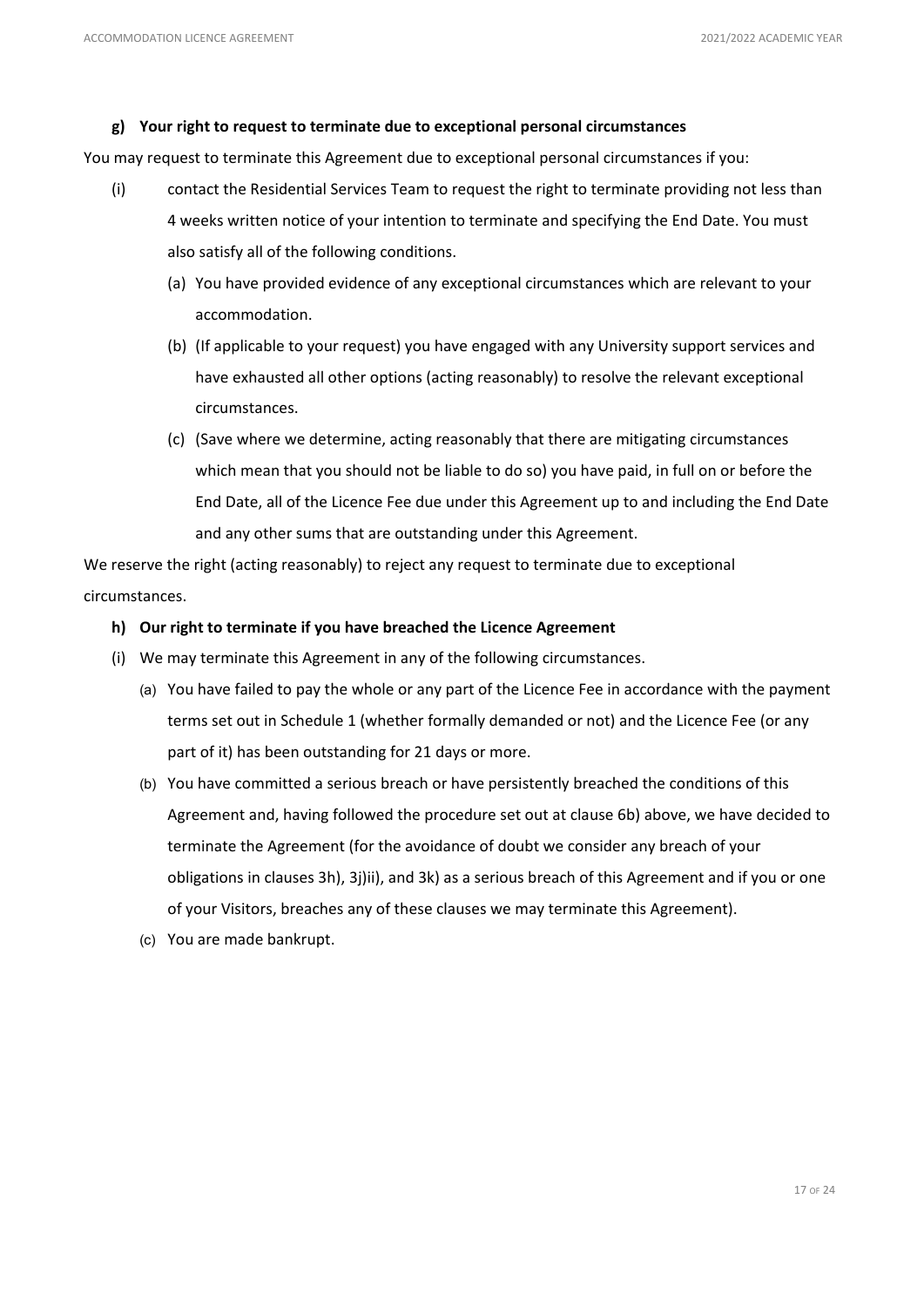#### g) Your right to request to terminate due to exceptional personal circumstances

You may request to terminate this Agreement due to exceptional personal circumstances if you:

(i) contact the Residential Services Team to request the right to terminate providing not less than 4 weeks written notice of your intention to terminate and specifying the End Date. You must also satisfy all of the following conditions.

   (a) You have provided evidence of any exceptional circumstances which are relevant to your accommodation.

   (b) (If applicable to your request) you have engaged with any University support services and have exhausted all other options (acting reasonably) to resolve the relevant exceptional circumstances.

   (c) (Save where we determine, acting reasonably that there are mitigating circumstances which mean that you should not be liable to do so) you have paid, in full on or before the End Date, all of the Licence Fee due under this Agreement up to and including the End Date and any other sums that are outstanding under this Agreement.

We reserve the right (acting reasonably) to reject any request to terminate due to exceptional circumstances.

#### h) Our right to terminate if you have breached the Licence Agreement

(i) We may terminate this Agreement in any of the following circumstances.

   (a) You have failed to pay the whole or any part of the Licence Fee in accordance with the payment terms set out in Schedule 1 (whether formally demanded or not) and the Licence Fee (or any part of it) has been outstanding for 21 days or more.

   (b) You have committed a serious breach or have persistently breached the conditions of this Agreement and, having followed the procedure set out at clause 6b) above, we have decided to terminate the Agreement (for the avoidance of doubt we consider any breach of your obligations in clauses 3h), 3j)ii), and 3k) as a serious breach of this Agreement and if you or one of your Visitors, breaches any of these clauses we may terminate this Agreement).

   (c) You are made bankrupt.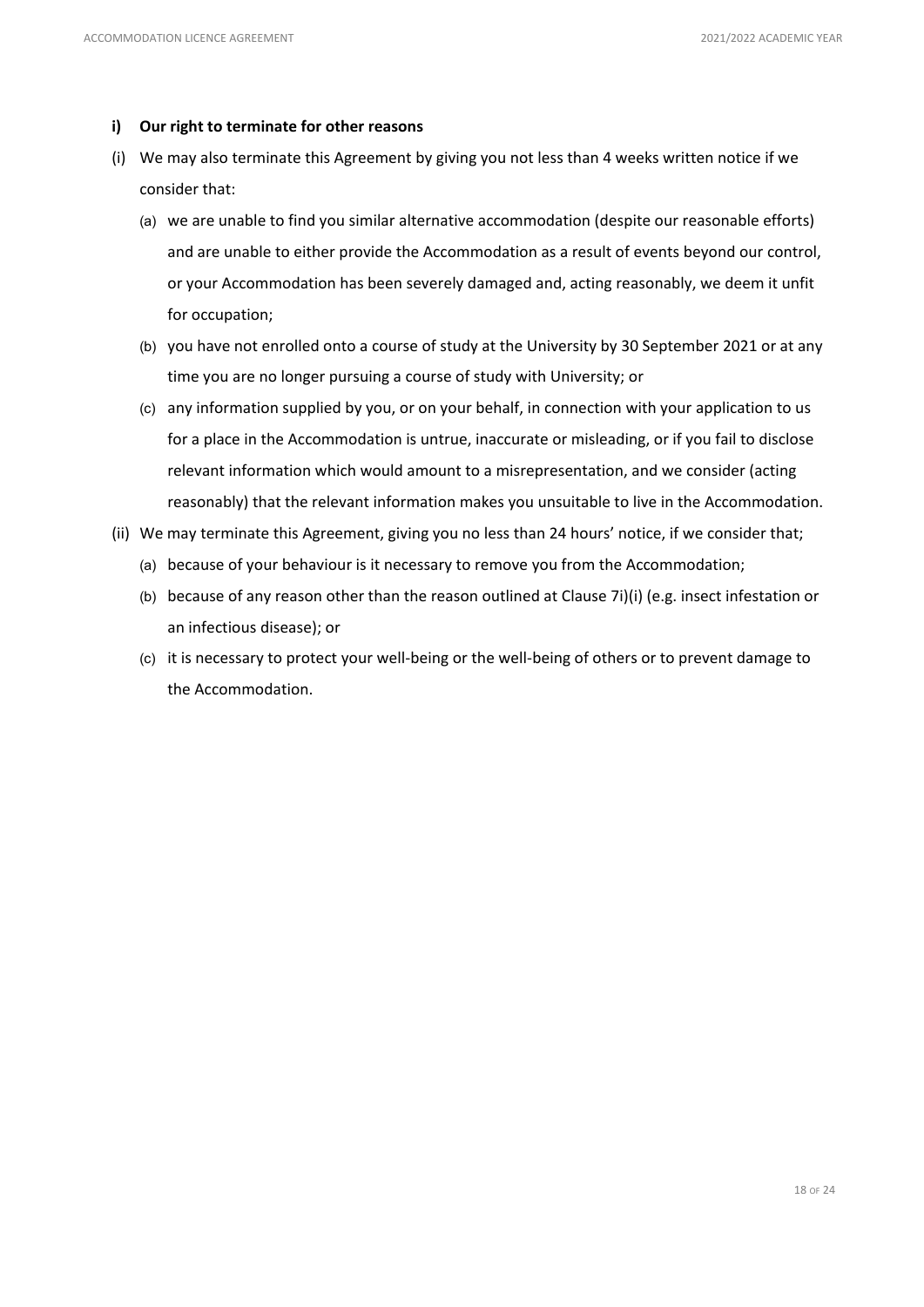**i) Our right to terminate for other reasons**

(i) We may also terminate this Agreement by giving you not less than 4 weeks written notice if we consider that:

  (a) we are unable to find you similar alternative accommodation (despite our reasonable efforts) and are unable to either provide the Accommodation as a result of events beyond our control, or your Accommodation has been severely damaged and, acting reasonably, we deem it unfit for occupation;

  (b) you have not enrolled onto a course of study at the University by 30 September 2021 or at any time you are no longer pursuing a course of study with University; or

  (c) any information supplied by you, or on your behalf, in connection with your application to us for a place in the Accommodation is untrue, inaccurate or misleading, or if you fail to disclose relevant information which would amount to a misrepresentation, and we consider (acting reasonably) that the relevant information makes you unsuitable to live in the Accommodation.

(ii) We may terminate this Agreement, giving you no less than 24 hours' notice, if we consider that;

  (a) because of your behaviour is it necessary to remove you from the Accommodation;

  (b) because of any reason other than the reason outlined at Clause 7i)(i) (e.g. insect infestation or an infectious disease); or

  (c) it is necessary to protect your well-being or the well-being of others or to prevent damage to the Accommodation.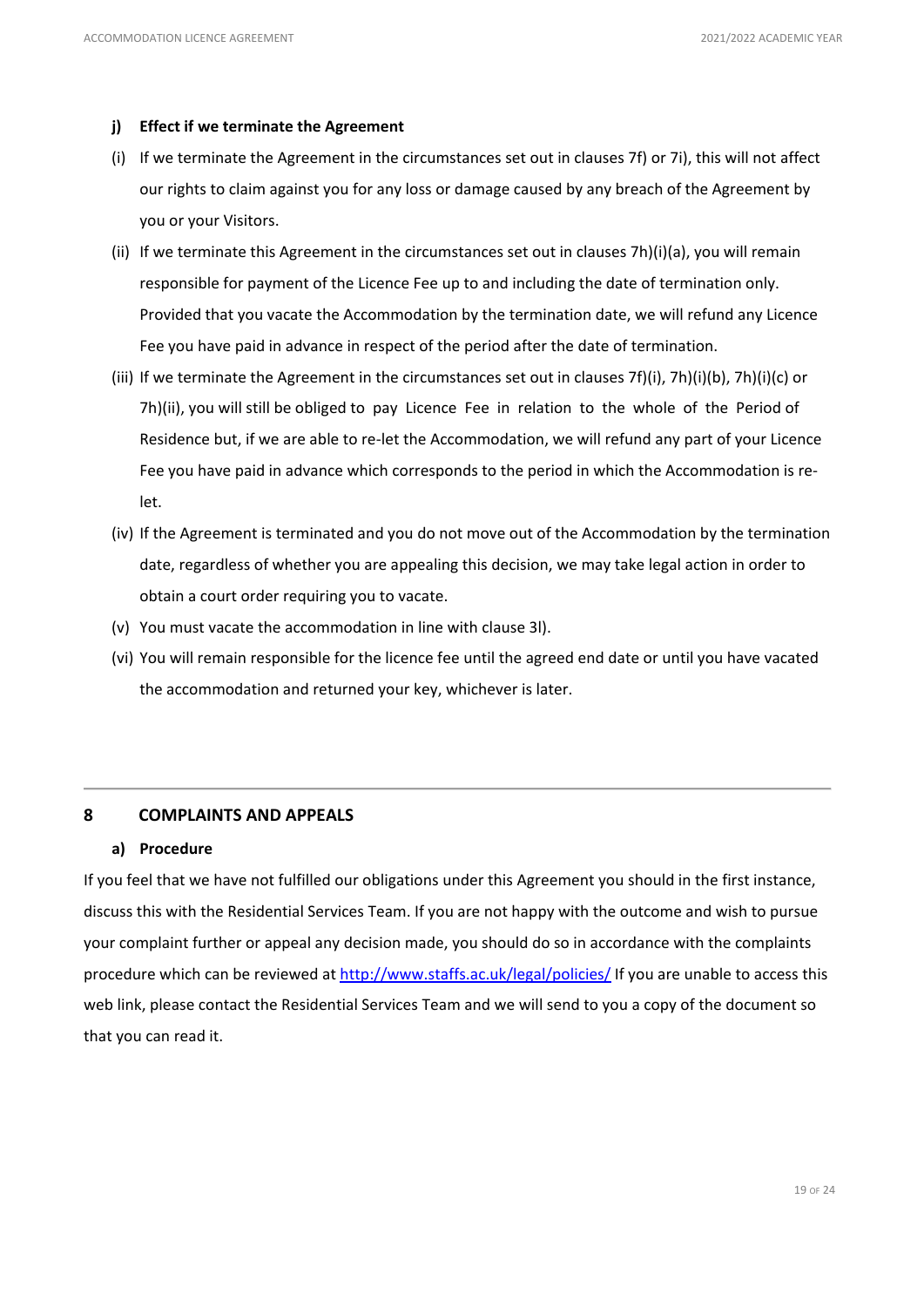**j) Effect if we terminate the Agreement**

(i) If we terminate the Agreement in the circumstances set out in clauses 7f) or 7i), this will not affect our rights to claim against you for any loss or damage caused by any breach of the Agreement by you or your Visitors.

(ii) If we terminate this Agreement in the circumstances set out in clauses 7h)(i)(a), you will remain responsible for payment of the Licence Fee up to and including the date of termination only. Provided that you vacate the Accommodation by the termination date, we will refund any Licence Fee you have paid in advance in respect of the period after the date of termination.

(iii) If we terminate the Agreement in the circumstances set out in clauses 7f)(i), 7h)(i)(b), 7h)(i)(c) or 7h)(ii), you will still be obliged to pay Licence Fee in relation to the whole of the Period of Residence but, if we are able to re-let the Accommodation, we will refund any part of your Licence Fee you have paid in advance which corresponds to the period in which the Accommodation is re-let.

(iv) If the Agreement is terminated and you do not move out of the Accommodation by the termination date, regardless of whether you are appealing this decision, we may take legal action in order to obtain a court order requiring you to vacate.

(v) You must vacate the accommodation in line with clause 3l).

(vi) You will remain responsible for the licence fee until the agreed end date or until you have vacated the accommodation and returned your key, whichever is later.

---

## 8 COMPLAINTS AND APPEALS

**a) Procedure**

If you feel that we have not fulfilled our obligations under this Agreement you should in the first instance, discuss this with the Residential Services Team. If you are not happy with the outcome and wish to pursue your complaint further or appeal any decision made, you should do so in accordance with the complaints procedure which can be reviewed at http://www.staffs.ac.uk/legal/policies/ If you are unable to access this web link, please contact the Residential Services Team and we will send to you a copy of the document so that you can read it.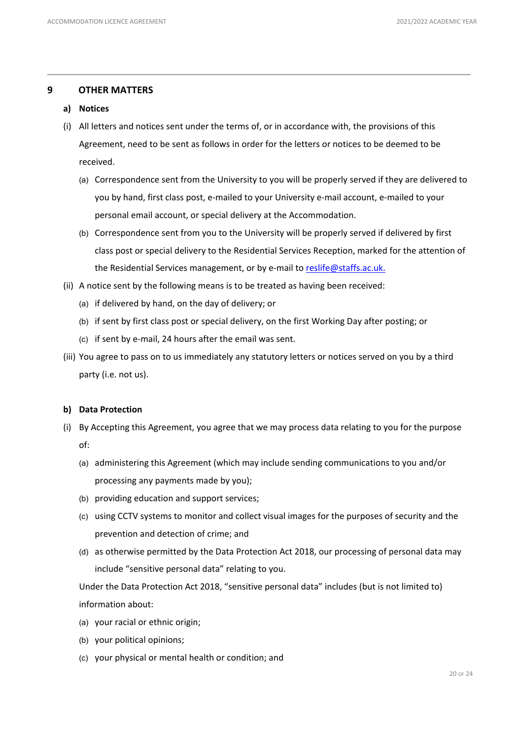## 9 OTHER MATTERS

### a) Notices

(i) All letters and notices sent under the terms of, or in accordance with, the provisions of this Agreement, need to be sent as follows in order for the letters or notices to be deemed to be received.

- (a) Correspondence sent from the University to you will be properly served if they are delivered to you by hand, first class post, e-mailed to your University e-mail account, e-mailed to your personal email account, or special delivery at the Accommodation.
- (b) Correspondence sent from you to the University will be properly served if delivered by first class post or special delivery to the Residential Services Reception, marked for the attention of the Residential Services management, or by e-mail to reslife@staffs.ac.uk.

(ii) A notice sent by the following means is to be treated as having been received:

- (a) if delivered by hand, on the day of delivery; or
- (b) if sent by first class post or special delivery, on the first Working Day after posting; or
- (c) if sent by e-mail, 24 hours after the email was sent.

(iii) You agree to pass on to us immediately any statutory letters or notices served on you by a third party (i.e. not us).

### b) Data Protection

(i) By Accepting this Agreement, you agree that we may process data relating to you for the purpose of:

- (a) administering this Agreement (which may include sending communications to you and/or processing any payments made by you);
- (b) providing education and support services;
- (c) using CCTV systems to monitor and collect visual images for the purposes of security and the prevention and detection of crime; and
- (d) as otherwise permitted by the Data Protection Act 2018, our processing of personal data may include "sensitive personal data" relating to you.

Under the Data Protection Act 2018, "sensitive personal data" includes (but is not limited to) information about:

- (a) your racial or ethnic origin;
- (b) your political opinions;
- (c) your physical or mental health or condition; and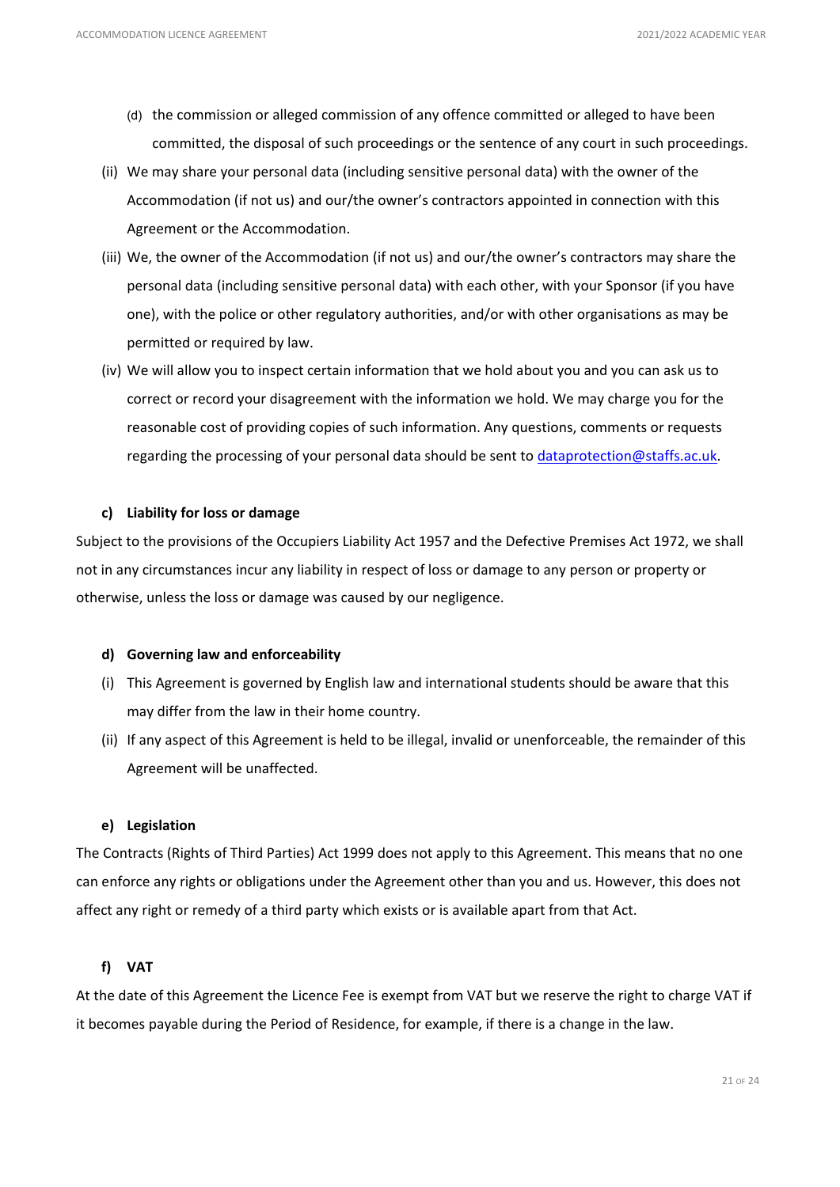(d) the commission or alleged commission of any offence committed or alleged to have been committed, the disposal of such proceedings or the sentence of any court in such proceedings.

(ii) We may share your personal data (including sensitive personal data) with the owner of the Accommodation (if not us) and our/the owner's contractors appointed in connection with this Agreement or the Accommodation.

(iii) We, the owner of the Accommodation (if not us) and our/the owner's contractors may share the personal data (including sensitive personal data) with each other, with your Sponsor (if you have one), with the police or other regulatory authorities, and/or with other organisations as may be permitted or required by law.

(iv) We will allow you to inspect certain information that we hold about you and you can ask us to correct or record your disagreement with the information we hold. We may charge you for the reasonable cost of providing copies of such information. Any questions, comments or requests regarding the processing of your personal data should be sent to [dataprotection@staffs.ac.uk](mailto:dataprotection@staffs.ac.uk).

**c) Liability for loss or damage**

Subject to the provisions of the Occupiers Liability Act 1957 and the Defective Premises Act 1972, we shall not in any circumstances incur any liability in respect of loss or damage to any person or property or otherwise, unless the loss or damage was caused by our negligence.

**d) Governing law and enforceability**

(i) This Agreement is governed by English law and international students should be aware that this may differ from the law in their home country.

(ii) If any aspect of this Agreement is held to be illegal, invalid or unenforceable, the remainder of this Agreement will be unaffected.

**e) Legislation**

The Contracts (Rights of Third Parties) Act 1999 does not apply to this Agreement. This means that no one can enforce any rights or obligations under the Agreement other than you and us. However, this does not affect any right or remedy of a third party which exists or is available apart from that Act.

**f) VAT**

At the date of this Agreement the Licence Fee is exempt from VAT but we reserve the right to charge VAT if it becomes payable during the Period of Residence, for example, if there is a change in the law.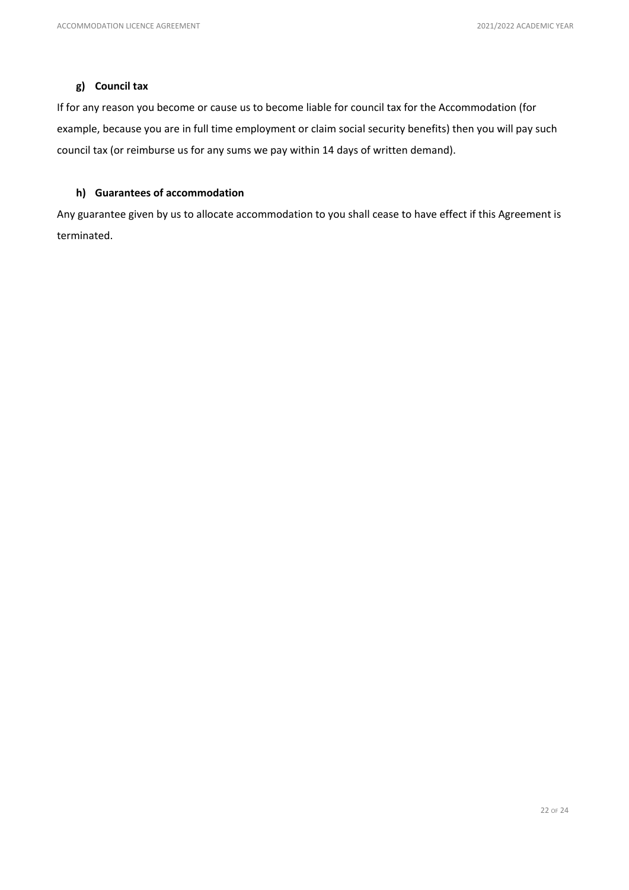#### g) Council tax

If for any reason you become or cause us to become liable for council tax for the Accommodation (for example, because you are in full time employment or claim social security benefits) then you will pay such council tax (or reimburse us for any sums we pay within 14 days of written demand).

#### h) Guarantees of accommodation

Any guarantee given by us to allocate accommodation to you shall cease to have effect if this Agreement is terminated.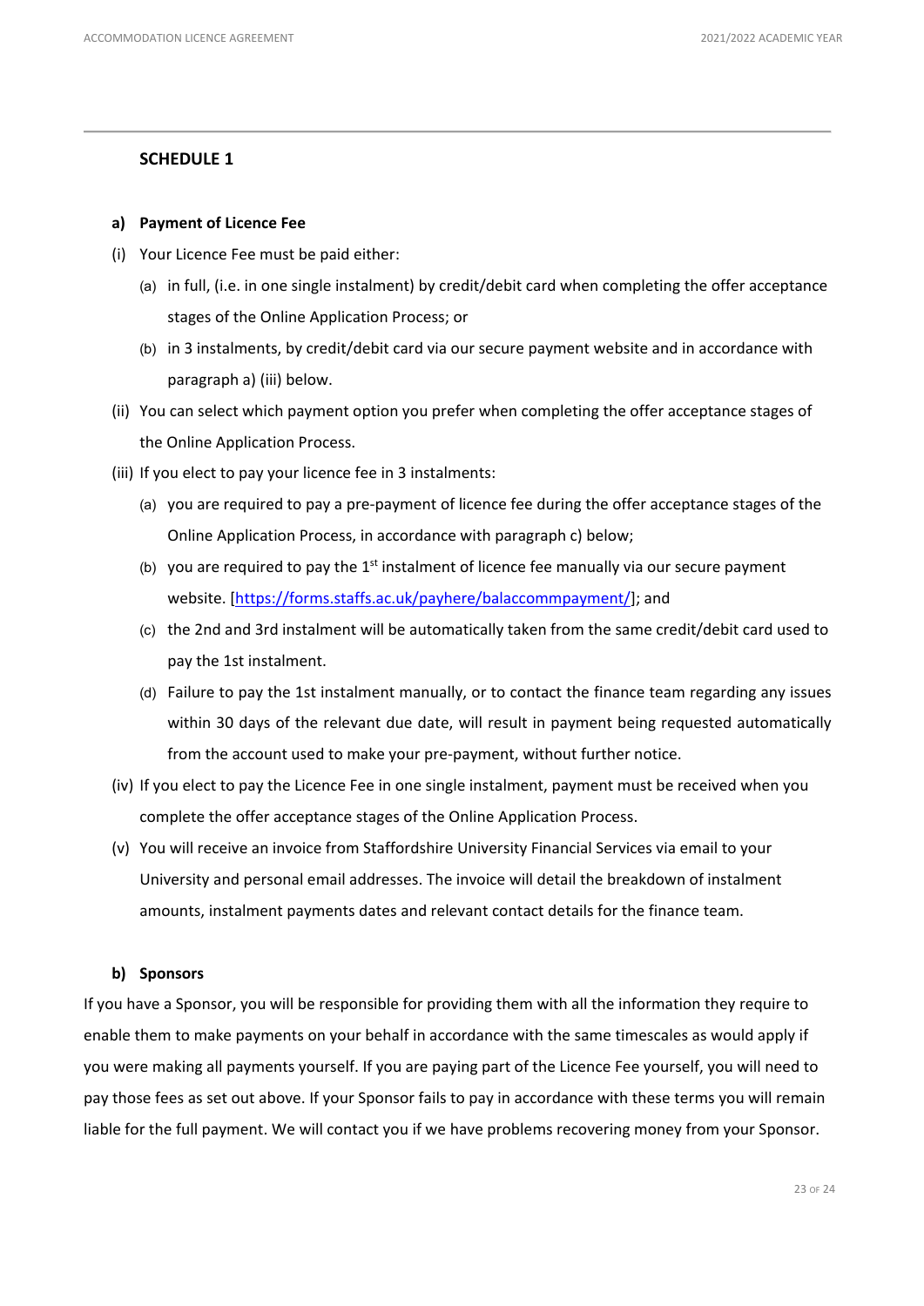## SCHEDULE 1

**a) Payment of Licence Fee**

(i) Your Licence Fee must be paid either:

(a) in full, (i.e. in one single instalment) by credit/debit card when completing the offer acceptance stages of the Online Application Process; or

(b) in 3 instalments, by credit/debit card via our secure payment website and in accordance with paragraph a) (iii) below.

(ii) You can select which payment option you prefer when completing the offer acceptance stages of the Online Application Process.

(iii) If you elect to pay your licence fee in 3 instalments:

(a) you are required to pay a pre-payment of licence fee during the offer acceptance stages of the Online Application Process, in accordance with paragraph c) below;

(b) you are required to pay the 1st instalment of licence fee manually via our secure payment website. [https://forms.staffs.ac.uk/payhere/balaccommpayment/]; and

(c) the 2nd and 3rd instalment will be automatically taken from the same credit/debit card used to pay the 1st instalment.

(d) Failure to pay the 1st instalment manually, or to contact the finance team regarding any issues within 30 days of the relevant due date, will result in payment being requested automatically from the account used to make your pre-payment, without further notice.

(iv) If you elect to pay the Licence Fee in one single instalment, payment must be received when you complete the offer acceptance stages of the Online Application Process.

(v) You will receive an invoice from Staffordshire University Financial Services via email to your University and personal email addresses. The invoice will detail the breakdown of instalment amounts, instalment payments dates and relevant contact details for the finance team.

**b) Sponsors**

If you have a Sponsor, you will be responsible for providing them with all the information they require to enable them to make payments on your behalf in accordance with the same timescales as would apply if you were making all payments yourself. If you are paying part of the Licence Fee yourself, you will need to pay those fees as set out above. If your Sponsor fails to pay in accordance with these terms you will remain liable for the full payment. We will contact you if we have problems recovering money from your Sponsor.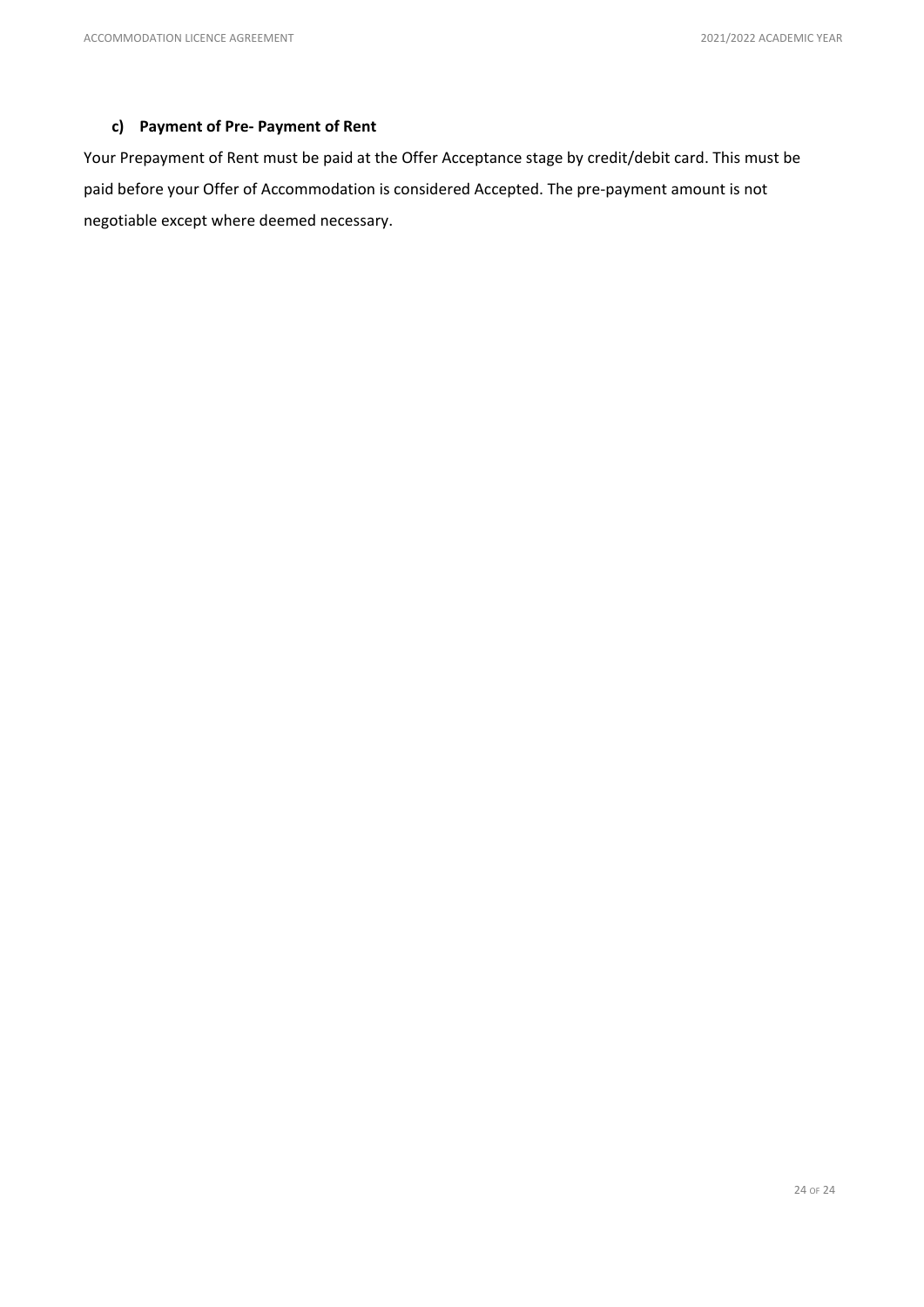### c) Payment of Pre- Payment of Rent

Your Prepayment of Rent must be paid at the Offer Acceptance stage by credit/debit card. This must be paid before your Offer of Accommodation is considered Accepted. The pre-payment amount is not negotiable except where deemed necessary.